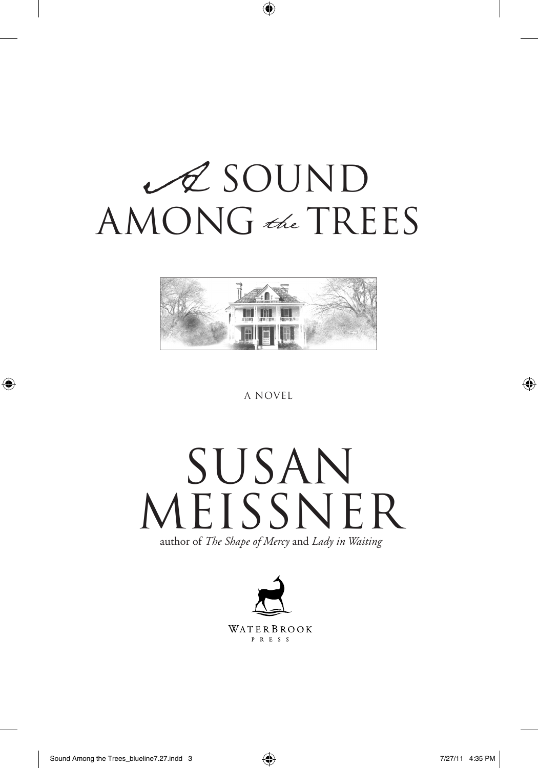# A SOUND AMONG *the* TREES

A NOVEL

## SUSAN MEISSNER

author of *The Shape of Mercy* and *Lady in Waiting*

WATERBROOK PRESS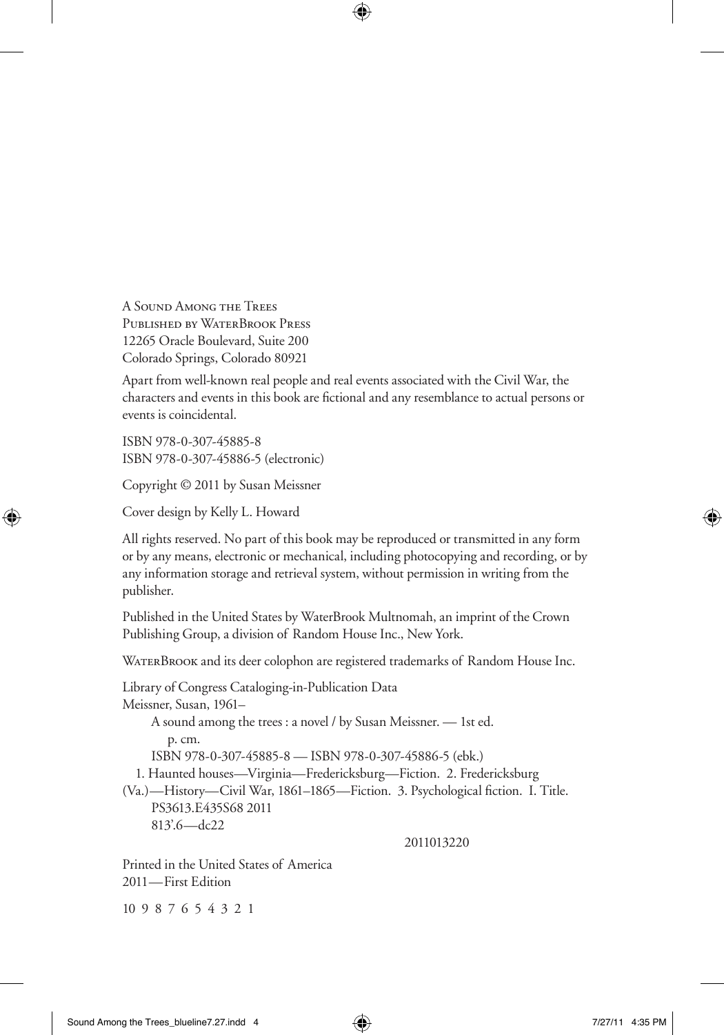A Sound Among the Trees  
Published by WaterBrook Press  
12265 Oracle Boulevard, Suite 200  
Colorado Springs, Colorado 80921

Apart from well-known real people and real events associated with the Civil War, the characters and events in this book are fictional and any resemblance to actual persons or events is coincidental.

ISBN 978-0-307-45885-8  
ISBN 978-0-307-45886-5 (electronic)

Copyright © 2011 by Susan Meissner

Cover design by Kelly L. Howard

All rights reserved. No part of this book may be reproduced or transmitted in any form or by any means, electronic or mechanical, including photocopying and recording, or by any information storage and retrieval system, without permission in writing from the publisher.

Published in the United States by WaterBrook Multnomah, an imprint of the Crown Publishing Group, a division of Random House Inc., New York.

WaterBrook and its deer colophon are registered trademarks of Random House Inc.

Library of Congress Cataloging-in-Publication Data  
Meissner, Susan, 1961–  
A sound among the trees : a novel / by Susan Meissner. — 1st ed.  
p. cm.  
ISBN 978-0-307-45885-8 — ISBN 978-0-307-45886-5 (ebk.)  
1. Haunted houses—Virginia—Fredericksburg—Fiction. 2. Fredericksburg (Va.)—History—Civil War, 1861–1865—Fiction. 3. Psychological fiction. I. Title.  
PS3613.E435S68 2011  
813'.6—dc22

2011013220

Printed in the United States of America  
2011—First Edition

10 9 8 7 6 5 4 3 2 1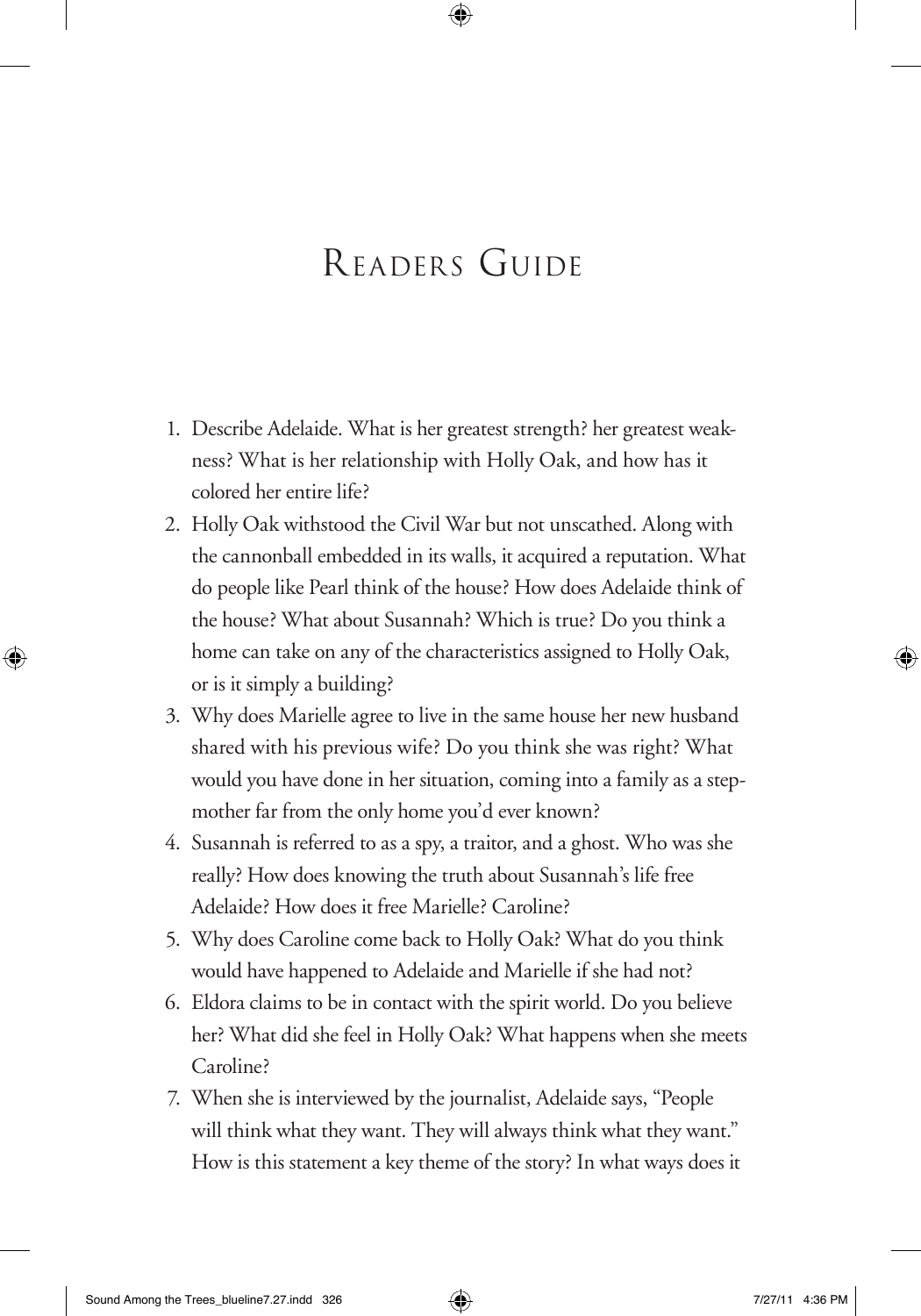# Readers Guide

1. Describe Adelaide. What is her greatest strength? her greatest weakness? What is her relationship with Holly Oak, and how has it colored her entire life?
2. Holly Oak withstood the Civil War but not unscathed. Along with the cannonball embedded in its walls, it acquired a reputation. What do people like Pearl think of the house? How does Adelaide think of the house? What about Susannah? Which is true? Do you think a home can take on any of the characteristics assigned to Holly Oak, or is it simply a building?
3. Why does Marielle agree to live in the same house her new husband shared with his previous wife? Do you think she was right? What would you have done in her situation, coming into a family as a stepmother far from the only home you'd ever known?
4. Susannah is referred to as a spy, a traitor, and a ghost. Who was she really? How does knowing the truth about Susannah's life free Adelaide? How does it free Marielle? Caroline?
5. Why does Caroline come back to Holly Oak? What do you think would have happened to Adelaide and Marielle if she had not?
6. Eldora claims to be in contact with the spirit world. Do you believe her? What did she feel in Holly Oak? What happens when she meets Caroline?
7. When she is interviewed by the journalist, Adelaide says, "People will think what they want. They will always think what they want." How is this statement a key theme of the story? In what ways does it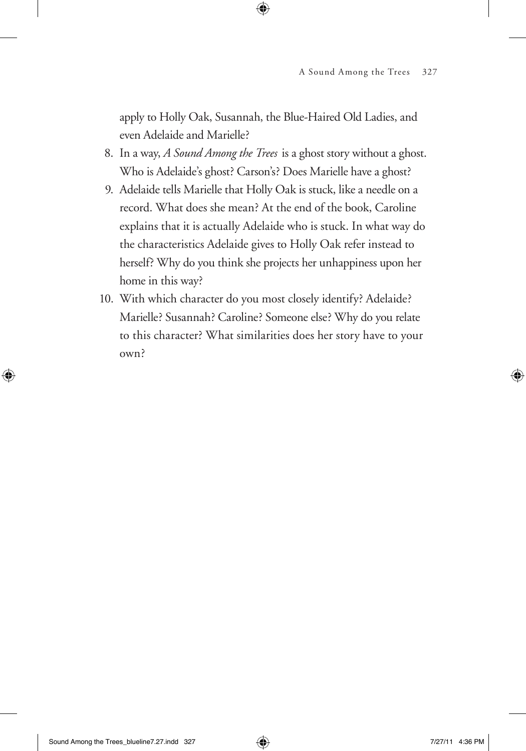apply to Holly Oak, Susannah, the Blue-Haired Old Ladies, and even Adelaide and Marielle?

8. In a way, *A Sound Among the Trees* is a ghost story without a ghost. Who is Adelaide's ghost? Carson's? Does Marielle have a ghost?
9. Adelaide tells Marielle that Holly Oak is stuck, like a needle on a record. What does she mean? At the end of the book, Caroline explains that it is actually Adelaide who is stuck. In what way do the characteristics Adelaide gives to Holly Oak refer instead to herself? Why do you think she projects her unhappiness upon her home in this way?
10. With which character do you most closely identify? Adelaide? Marielle? Susannah? Caroline? Someone else? Why do you relate to this character? What similarities does her story have to your own?